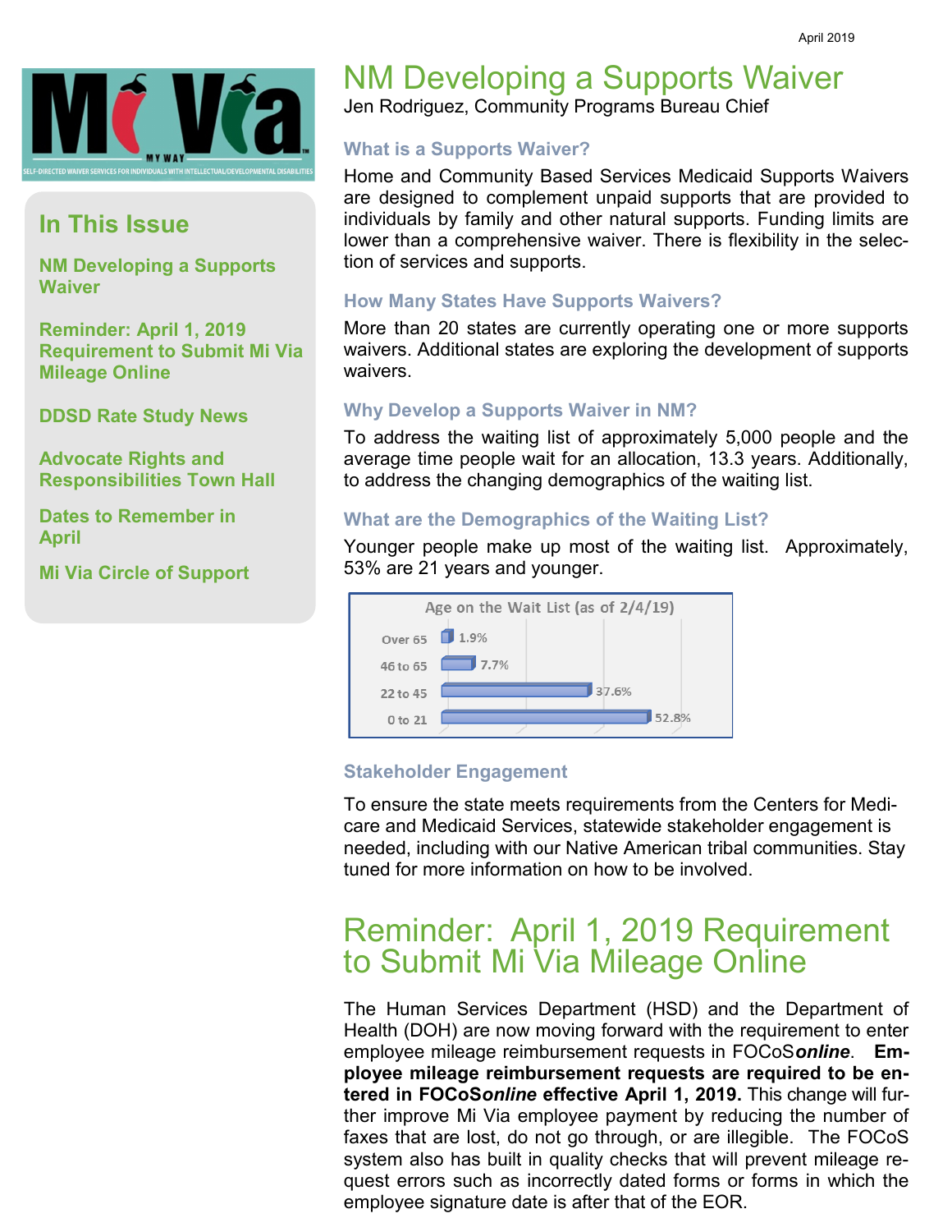April 2019

Mi Via — MY WAY

SELF-DIRECTED WAIVER SERVICES FOR INDIVIDUALS WITH INTELLECTUAL/DEVELOPMENTAL DISABILITIES

## In This Issue

- NM Developing a Supports Waiver
- Reminder: April 1, 2019 Requirement to Submit Mi Via Mileage Online
- DDSD Rate Study News
- Advocate Rights and Responsibilities Town Hall
- Dates to Remember in April
- Mi Via Circle of Support

# NM Developing a Supports Waiver

Jen Rodriguez, Community Programs Bureau Chief

### What is a Supports Waiver?

Home and Community Based Services Medicaid Supports Waivers are designed to complement unpaid supports that are provided to individuals by family and other natural supports. Funding limits are lower than a comprehensive waiver. There is flexibility in the selection of services and supports.

### How Many States Have Supports Waivers?

More than 20 states are currently operating one or more supports waivers. Additional states are exploring the development of supports waivers.

### Why Develop a Supports Waiver in NM?

To address the waiting list of approximately 5,000 people and the average time people wait for an allocation, 13.3 years. Additionally, to address the changing demographics of the waiting list.

### What are the Demographics of the Waiting List?

Younger people make up most of the waiting list. Approximately, 53% are 21 years and younger.

Age on the Wait List (as of 2/4/19)

| Age | Percent |
| --- | --- |
| Over 65 | 1.9% |
| 46 to 65 | 7.7% |
| 22 to 45 | 37.6% |
| 0 to 21 | 52.8% |

### Stakeholder Engagement

To ensure the state meets requirements from the Centers for Medicare and Medicaid Services, statewide stakeholder engagement is needed, including with our Native American tribal communities. Stay tuned for more information on how to be involved.

# Reminder: April 1, 2019 Requirement to Submit Mi Via Mileage Online

The Human Services Department (HSD) and the Department of Health (DOH) are now moving forward with the requirement to enter employee mileage reimbursement requests in FOCoS*online*. **Employee mileage reimbursement requests are required to be entered in FOCoS*online* effective April 1, 2019.** This change will further improve Mi Via employee payment by reducing the number of faxes that are lost, do not go through, or are illegible. The FOCoS system also has built in quality checks that will prevent mileage request errors such as incorrectly dated forms or forms in which the employee signature date is after that of the EOR.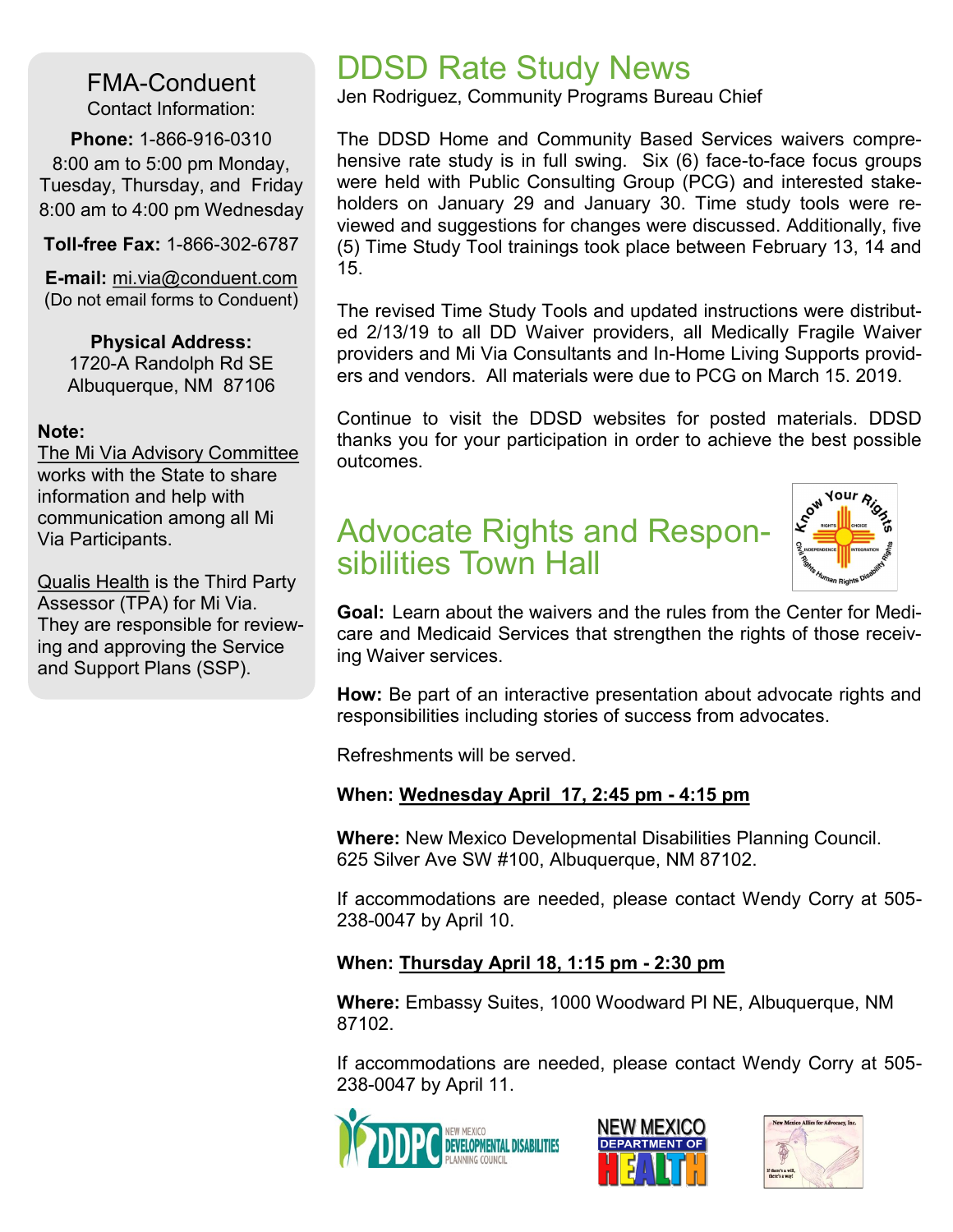## FMA-Conduent

Contact Information:

**Phone:** 1-866-916-0310
8:00 am to 5:00 pm Monday, Tuesday, Thursday, and Friday
8:00 am to 4:00 pm Wednesday

**Toll-free Fax:** 1-866-302-6787

**E-mail:** mi.via@conduent.com
(Do not email forms to Conduent)

**Physical Address:**
1720-A Randolph Rd SE
Albuquerque, NM 87106

**Note:**
The Mi Via Advisory Committee works with the State to share information and help with communication among all Mi Via Participants.

Qualis Health is the Third Party Assessor (TPA) for Mi Via. They are responsible for reviewing and approving the Service and Support Plans (SSP).

# DDSD Rate Study News

Jen Rodriguez, Community Programs Bureau Chief

The DDSD Home and Community Based Services waivers comprehensive rate study is in full swing. Six (6) face-to-face focus groups were held with Public Consulting Group (PCG) and interested stakeholders on January 29 and January 30. Time study tools were reviewed and suggestions for changes were discussed. Additionally, five (5) Time Study Tool trainings took place between February 13, 14 and 15.

The revised Time Study Tools and updated instructions were distributed 2/13/19 to all DD Waiver providers, all Medically Fragile Waiver providers and Mi Via Consultants and In-Home Living Supports providers and vendors. All materials were due to PCG on March 15. 2019.

Continue to visit the DDSD websites for posted materials. DDSD thanks you for your participation in order to achieve the best possible outcomes.

# Advocate Rights and Responsibilities Town Hall

**Goal:** Learn about the waivers and the rules from the Center for Medicare and Medicaid Services that strengthen the rights of those receiving Waiver services.

**How:** Be part of an interactive presentation about advocate rights and responsibilities including stories of success from advocates.

Refreshments will be served.

**When: Wednesday April 17, 2:45 pm - 4:15 pm**

**Where:** New Mexico Developmental Disabilities Planning Council. 625 Silver Ave SW #100, Albuquerque, NM 87102.

If accommodations are needed, please contact Wendy Corry at 505-238-0047 by April 10.

**When: Thursday April 18, 1:15 pm - 2:30 pm**

**Where:** Embassy Suites, 1000 Woodward Pl NE, Albuquerque, NM 87102.

If accommodations are needed, please contact Wendy Corry at 505-238-0047 by April 11.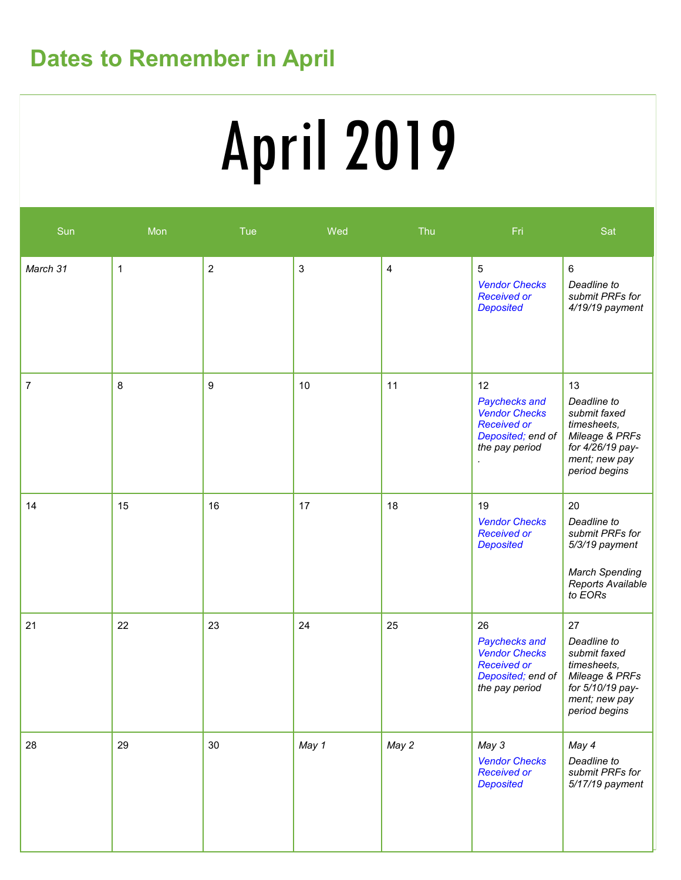## Dates to Remember in April

# April 2019

| Sun | Mon | Tue | Wed | Thu | Fri | Sat |
|---|---|---|---|---|---|---|
| *March 31* | 1 | 2 | 3 | 4 | 5 *Vendor Checks Received or Deposited* | 6 *Deadline to submit PRFs for 4/19/19 payment* |
| 7 | 8 | 9 | 10 | 11 | 12 *Paychecks and Vendor Checks Received or Deposited; end of the pay period* . | 13 *Deadline to submit faxed timesheets, Mileage & PRFs for 4/26/19 pay-ment; new pay period begins* |
| 14 | 15 | 16 | 17 | 18 | 19 *Vendor Checks Received or Deposited* | 20 *Deadline to submit PRFs for 5/3/19 payment* *March Spending Reports Available to EORs* |
| 21 | 22 | 23 | 24 | 25 | 26 *Paychecks and Vendor Checks Received or Deposited; end of the pay period* | 27 *Deadline to submit faxed timesheets, Mileage & PRFs for 5/10/19 pay-ment; new pay period begins* |
| 28 | 29 | 30 | *May 1* | *May 2* | *May 3* *Vendor Checks Received or Deposited* | *May 4* *Deadline to submit PRFs for 5/17/19 payment* |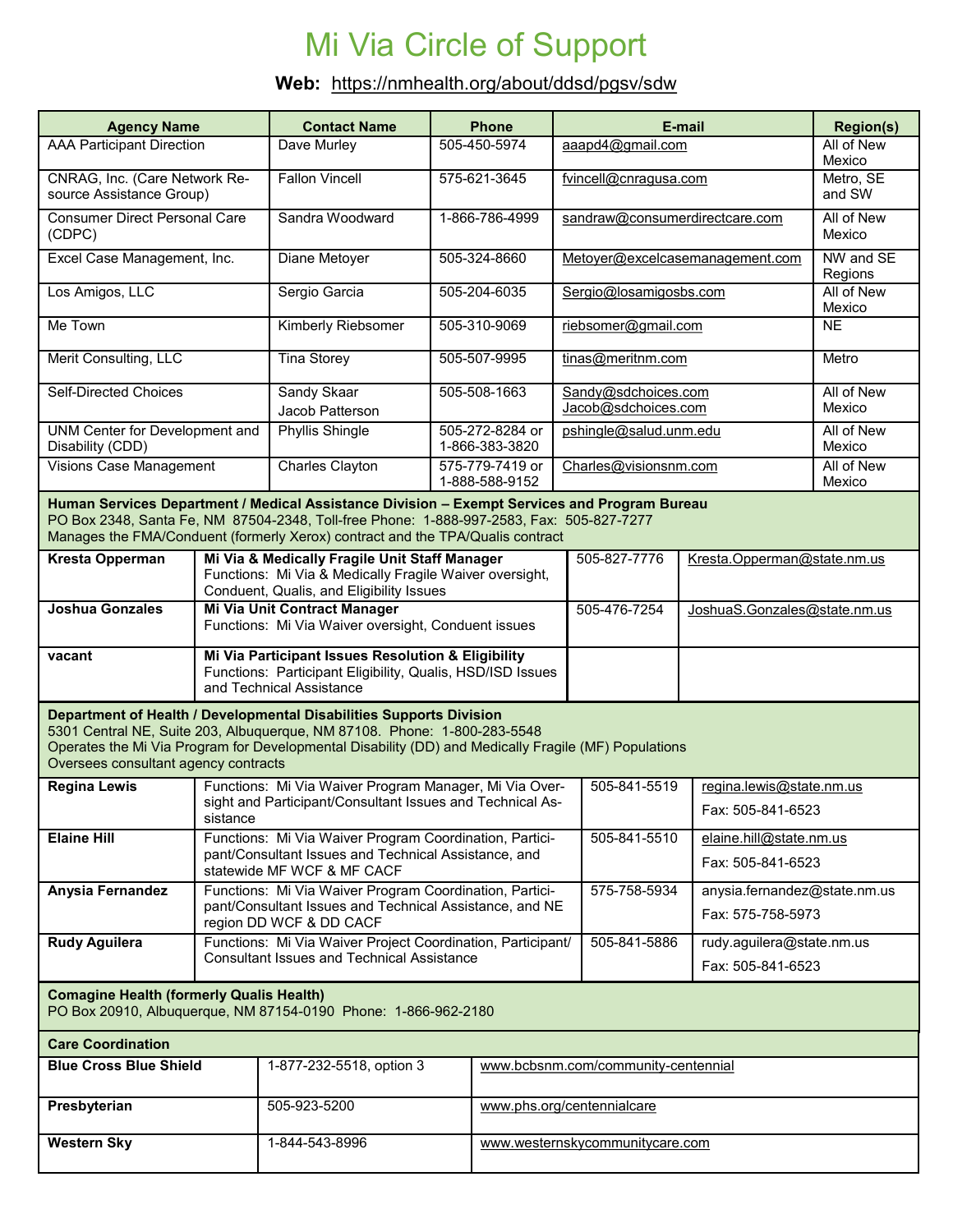# Mi Via Circle of Support

**Web:** https://nmhealth.org/about/ddsd/pgsv/sdw

| Agency Name | Contact Name | Phone | E-mail | Region(s) |
|---|---|---|---|---|
| AAA Participant Direction | Dave Murley | 505-450-5974 | aaapd4@gmail.com | All of New Mexico |
| CNRAG, Inc. (Care Network Resource Assistance Group) | Fallon Vincell | 575-621-3645 | fvincell@cnragusa.com | Metro, SE and SW |
| Consumer Direct Personal Care (CDPC) | Sandra Woodward | 1-866-786-4999 | sandraw@consumerdirectcare.com | All of New Mexico |
| Excel Case Management, Inc. | Diane Metoyer | 505-324-8660 | Metoyer@excelcasemanagement.com | NW and SE Regions |
| Los Amigos, LLC | Sergio Garcia | 505-204-6035 | Sergio@losamigosbs.com | All of New Mexico |
| Me Town | Kimberly Riebsomer | 505-310-9069 | riebsomer@gmail.com | NE |
| Merit Consulting, LLC | Tina Storey | 505-507-9995 | tinas@meritnm.com | Metro |
| Self-Directed Choices | Sandy Skaar<br>Jacob Patterson | 505-508-1663 | Sandy@sdchoices.com<br>Jacob@sdchoices.com | All of New Mexico |
| UNM Center for Development and Disability (CDD) | Phyllis Shingle | 505-272-8284 or 1-866-383-3820 | pshingle@salud.unm.edu | All of New Mexico |
| Visions Case Management | Charles Clayton | 575-779-7419 or 1-888-588-9152 | Charles@visionsnm.com | All of New Mexico |

**Human Services Department / Medical Assistance Division – Exempt Services and Program Bureau**
PO Box 2348, Santa Fe, NM 87504-2348, Toll-free Phone: 1-888-997-2583, Fax: 505-827-7277
Manages the FMA/Conduent (formerly Xerox) contract and the TPA/Qualis contract

| | | | |
|---|---|---|---|
| **Kresta Opperman** | **Mi Via & Medically Fragile Unit Staff Manager**<br>Functions: Mi Via & Medically Fragile Waiver oversight, Conduent, Qualis, and Eligibility Issues | 505-827-7776 | Kresta.Opperman@state.nm.us |
| **Joshua Gonzales** | **Mi Via Unit Contract Manager**<br>Functions: Mi Via Waiver oversight, Conduent issues | 505-476-7254 | JoshuaS.Gonzales@state.nm.us |
| **vacant** | **Mi Via Participant Issues Resolution & Eligibility**<br>Functions: Participant Eligibility, Qualis, HSD/ISD Issues and Technical Assistance | | |

**Department of Health / Developmental Disabilities Supports Division**
5301 Central NE, Suite 203, Albuquerque, NM 87108. Phone: 1-800-283-5548
Operates the Mi Via Program for Developmental Disability (DD) and Medically Fragile (MF) Populations
Oversees consultant agency contracts

| | | | |
|---|---|---|---|
| **Regina Lewis** | Functions: Mi Via Waiver Program Manager, Mi Via Oversight and Participant/Consultant Issues and Technical Assistance | 505-841-5519 | regina.lewis@state.nm.us<br>Fax: 505-841-6523 |
| **Elaine Hill** | Functions: Mi Via Waiver Program Coordination, Participant/Consultant Issues and Technical Assistance, and statewide MF WCF & MF CACF | 505-841-5510 | elaine.hill@state.nm.us<br>Fax: 505-841-6523 |
| **Anysia Fernandez** | Functions: Mi Via Waiver Program Coordination, Participant/Consultant Issues and Technical Assistance, and NE region DD WCF & DD CACF | 575-758-5934 | anysia.fernandez@state.nm.us<br>Fax: 575-758-5973 |
| **Rudy Aguilera** | Functions: Mi Via Waiver Project Coordination, Participant/Consultant Issues and Technical Assistance | 505-841-5886 | rudy.aguilera@state.nm.us<br>Fax: 505-841-6523 |

**Comagine Health (formerly Qualis Health)**
PO Box 20910, Albuquerque, NM 87154-0190 Phone: 1-866-962-2180

**Care Coordination**

| | | |
|---|---|---|
| **Blue Cross Blue Shield** | 1-877-232-5518, option 3 | www.bcbsnm.com/community-centennial |
| **Presbyterian** | 505-923-5200 | www.phs.org/centennialcare |
| **Western Sky** | 1-844-543-8996 | www.westernskycommunitycare.com |